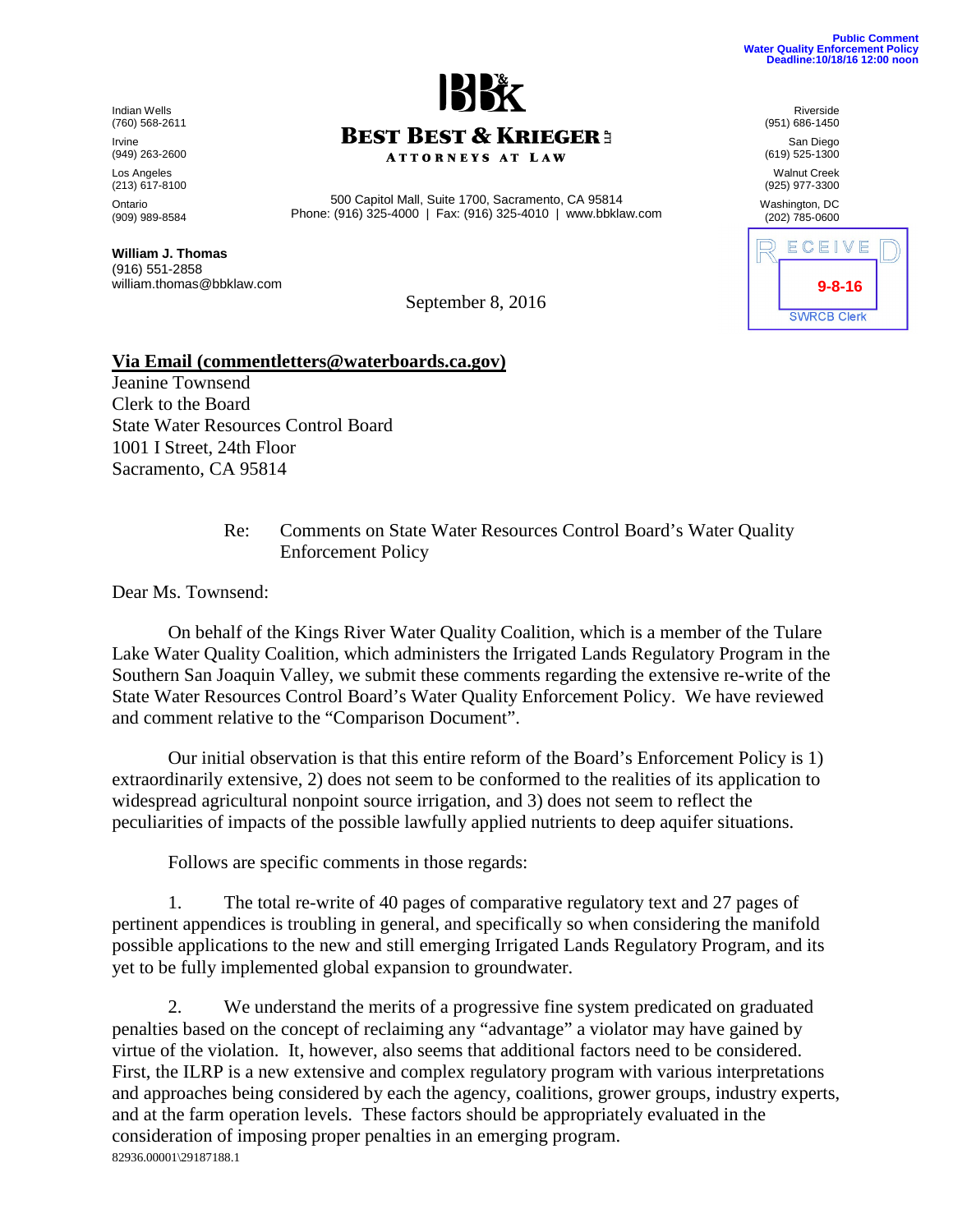Public Comment
Water Quality Enforcement Policy
Deadline:10/18/16 12:00 noon

**BEST BEST & KRIEGER LLP**
ATTORNEYS AT LAW

500 Capitol Mall, Suite 1700, Sacramento, CA 95814
Phone: (916) 325-4000 | Fax: (916) 325-4010 | www.bbklaw.com

Indian Wells
(760) 568-2611

Irvine
(949) 263-2600

Los Angeles
(213) 617-8100

Ontario
(909) 989-8584

Riverside
(951) 686-1450

San Diego
(619) 525-1300

Walnut Creek
(925) 977-3300

Washington, DC
(202) 785-0600

RECEIVED
9-8-16
SWRCB Clerk

**William J. Thomas**
(916) 551-2858
william.thomas@bbklaw.com

September 8, 2016

**Via Email (commentletters@waterboards.ca.gov)**
Jeanine Townsend
Clerk to the Board
State Water Resources Control Board
1001 I Street, 24th Floor
Sacramento, CA 95814

Re: Comments on State Water Resources Control Board's Water Quality Enforcement Policy

Dear Ms. Townsend:

On behalf of the Kings River Water Quality Coalition, which is a member of the Tulare Lake Water Quality Coalition, which administers the Irrigated Lands Regulatory Program in the Southern San Joaquin Valley, we submit these comments regarding the extensive re-write of the State Water Resources Control Board's Water Quality Enforcement Policy. We have reviewed and comment relative to the "Comparison Document".

Our initial observation is that this entire reform of the Board's Enforcement Policy is 1) extraordinarily extensive, 2) does not seem to be conformed to the realities of its application to widespread agricultural nonpoint source irrigation, and 3) does not seem to reflect the peculiarities of impacts of the possible lawfully applied nutrients to deep aquifer situations.

Follows are specific comments in those regards:

1. The total re-write of 40 pages of comparative regulatory text and 27 pages of pertinent appendices is troubling in general, and specifically so when considering the manifold possible applications to the new and still emerging Irrigated Lands Regulatory Program, and its yet to be fully implemented global expansion to groundwater.

2. We understand the merits of a progressive fine system predicated on graduated penalties based on the concept of reclaiming any "advantage" a violator may have gained by virtue of the violation. It, however, also seems that additional factors need to be considered. First, the ILRP is a new extensive and complex regulatory program with various interpretations and approaches being considered by each the agency, coalitions, grower groups, industry experts, and at the farm operation levels. These factors should be appropriately evaluated in the consideration of imposing proper penalties in an emerging program.

82936.00001\29187188.1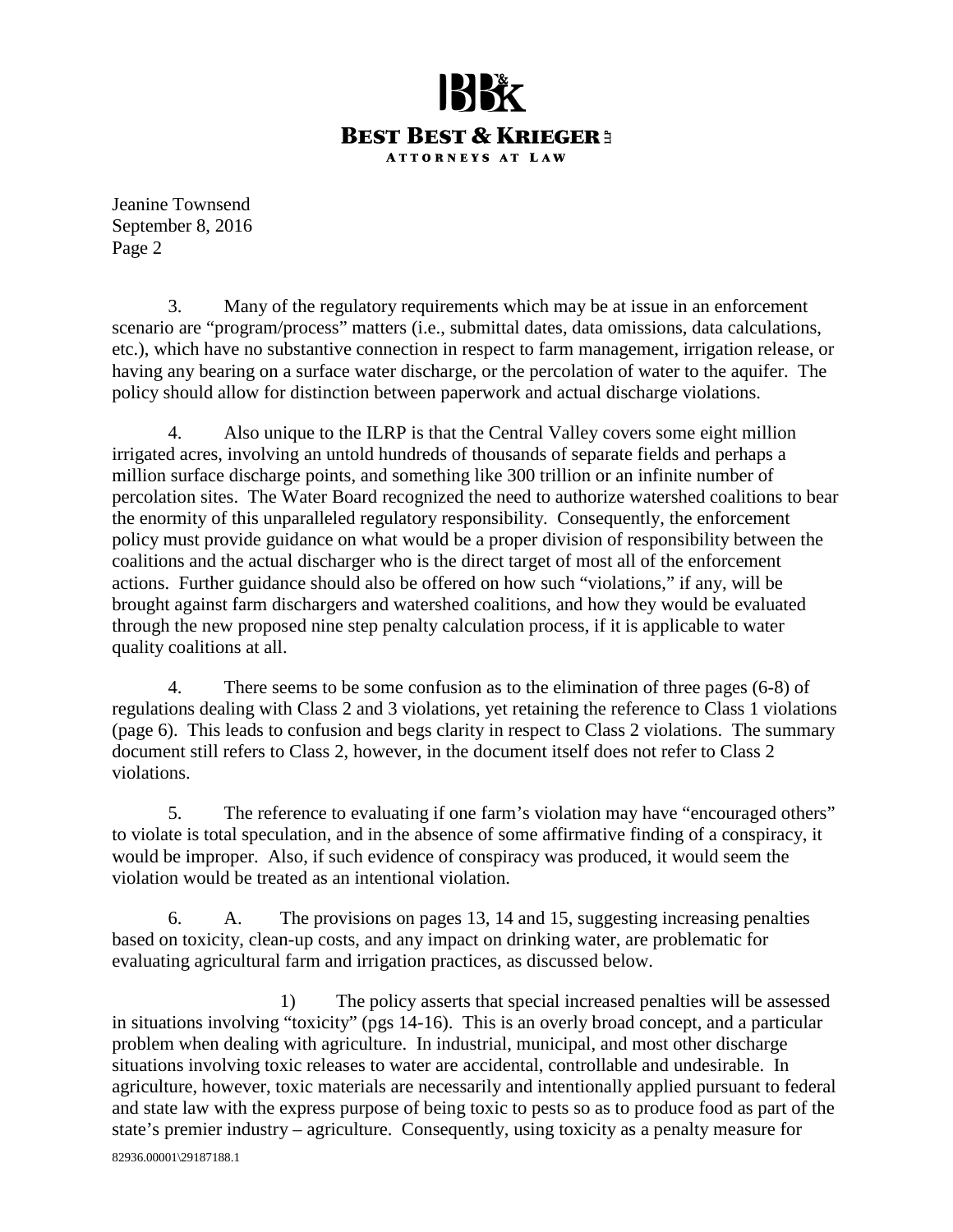3. Many of the regulatory requirements which may be at issue in an enforcement scenario are "program/process" matters (i.e., submittal dates, data omissions, data calculations, etc.), which have no substantive connection in respect to farm management, irrigation release, or having any bearing on a surface water discharge, or the percolation of water to the aquifer. The policy should allow for distinction between paperwork and actual discharge violations.

4. Also unique to the ILRP is that the Central Valley covers some eight million irrigated acres, involving an untold hundreds of thousands of separate fields and perhaps a million surface discharge points, and something like 300 trillion or an infinite number of percolation sites. The Water Board recognized the need to authorize watershed coalitions to bear the enormity of this unparalleled regulatory responsibility. Consequently, the enforcement policy must provide guidance on what would be a proper division of responsibility between the coalitions and the actual discharger who is the direct target of most all of the enforcement actions. Further guidance should also be offered on how such "violations," if any, will be brought against farm dischargers and watershed coalitions, and how they would be evaluated through the new proposed nine step penalty calculation process, if it is applicable to water quality coalitions at all.

4. There seems to be some confusion as to the elimination of three pages (6-8) of regulations dealing with Class 2 and 3 violations, yet retaining the reference to Class 1 violations (page 6). This leads to confusion and begs clarity in respect to Class 2 violations. The summary document still refers to Class 2, however, in the document itself does not refer to Class 2 violations.

5. The reference to evaluating if one farm's violation may have "encouraged others" to violate is total speculation, and in the absence of some affirmative finding of a conspiracy, it would be improper. Also, if such evidence of conspiracy was produced, it would seem the violation would be treated as an intentional violation.

6. A. The provisions on pages 13, 14 and 15, suggesting increasing penalties based on toxicity, clean-up costs, and any impact on drinking water, are problematic for evaluating agricultural farm and irrigation practices, as discussed below.

1) The policy asserts that special increased penalties will be assessed in situations involving "toxicity" (pgs 14-16). This is an overly broad concept, and a particular problem when dealing with agriculture. In industrial, municipal, and most other discharge situations involving toxic releases to water are accidental, controllable and undesirable. In agriculture, however, toxic materials are necessarily and intentionally applied pursuant to federal and state law with the express purpose of being toxic to pests so as to produce food as part of the state's premier industry – agriculture. Consequently, using toxicity as a penalty measure for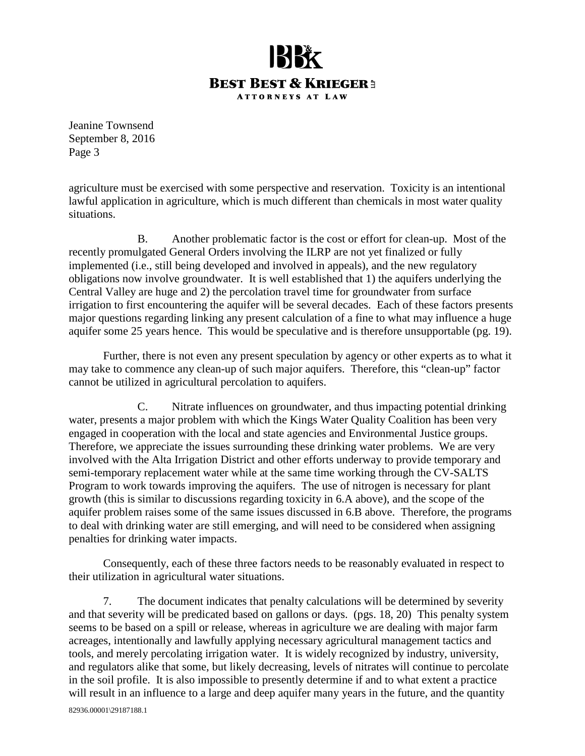agriculture must be exercised with some perspective and reservation. Toxicity is an intentional lawful application in agriculture, which is much different than chemicals in most water quality situations.

B. Another problematic factor is the cost or effort for clean-up. Most of the recently promulgated General Orders involving the ILRP are not yet finalized or fully implemented (i.e., still being developed and involved in appeals), and the new regulatory obligations now involve groundwater. It is well established that 1) the aquifers underlying the Central Valley are huge and 2) the percolation travel time for groundwater from surface irrigation to first encountering the aquifer will be several decades. Each of these factors presents major questions regarding linking any present calculation of a fine to what may influence a huge aquifer some 25 years hence. This would be speculative and is therefore unsupportable (pg. 19).

Further, there is not even any present speculation by agency or other experts as to what it may take to commence any clean-up of such major aquifers. Therefore, this "clean-up" factor cannot be utilized in agricultural percolation to aquifers.

C. Nitrate influences on groundwater, and thus impacting potential drinking water, presents a major problem with which the Kings Water Quality Coalition has been very engaged in cooperation with the local and state agencies and Environmental Justice groups. Therefore, we appreciate the issues surrounding these drinking water problems. We are very involved with the Alta Irrigation District and other efforts underway to provide temporary and semi-temporary replacement water while at the same time working through the CV-SALTS Program to work towards improving the aquifers. The use of nitrogen is necessary for plant growth (this is similar to discussions regarding toxicity in 6.A above), and the scope of the aquifer problem raises some of the same issues discussed in 6.B above. Therefore, the programs to deal with drinking water are still emerging, and will need to be considered when assigning penalties for drinking water impacts.

Consequently, each of these three factors needs to be reasonably evaluated in respect to their utilization in agricultural water situations.

7. The document indicates that penalty calculations will be determined by severity and that severity will be predicated based on gallons or days. (pgs. 18, 20) This penalty system seems to be based on a spill or release, whereas in agriculture we are dealing with major farm acreages, intentionally and lawfully applying necessary agricultural management tactics and tools, and merely percolating irrigation water. It is widely recognized by industry, university, and regulators alike that some, but likely decreasing, levels of nitrates will continue to percolate in the soil profile. It is also impossible to presently determine if and to what extent a practice will result in an influence to a large and deep aquifer many years in the future, and the quantity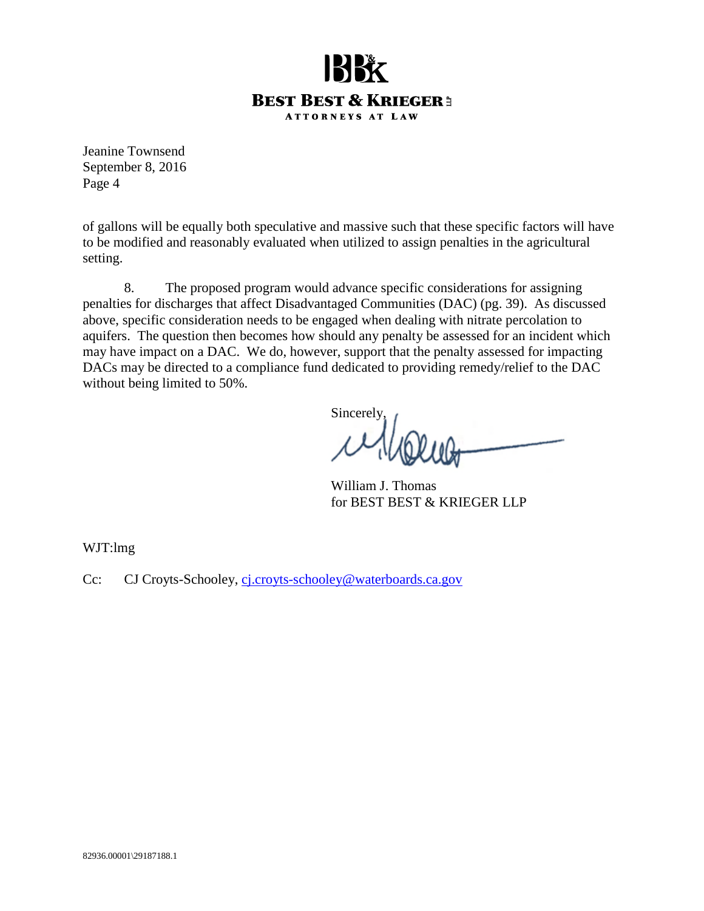Jeanine Townsend
September 8, 2016

of gallons will be equally both speculative and massive such that these specific factors will have to be modified and reasonably evaluated when utilized to assign penalties in the agricultural setting.

8. The proposed program would advance specific considerations for assigning penalties for discharges that affect Disadvantaged Communities (DAC) (pg. 39). As discussed above, specific consideration needs to be engaged when dealing with nitrate percolation to aquifers. The question then becomes how should any penalty be assessed for an incident which may have impact on a DAC. We do, however, support that the penalty assessed for impacting DACs may be directed to a compliance fund dedicated to providing remedy/relief to the DAC without being limited to 50%.

Sincerely,

William J. Thomas
for BEST BEST & KRIEGER LLP

WJT:lmg

Cc: CJ Croyts-Schooley, cj.croyts-schooley@waterboards.ca.gov

82936.00001\29187188.1